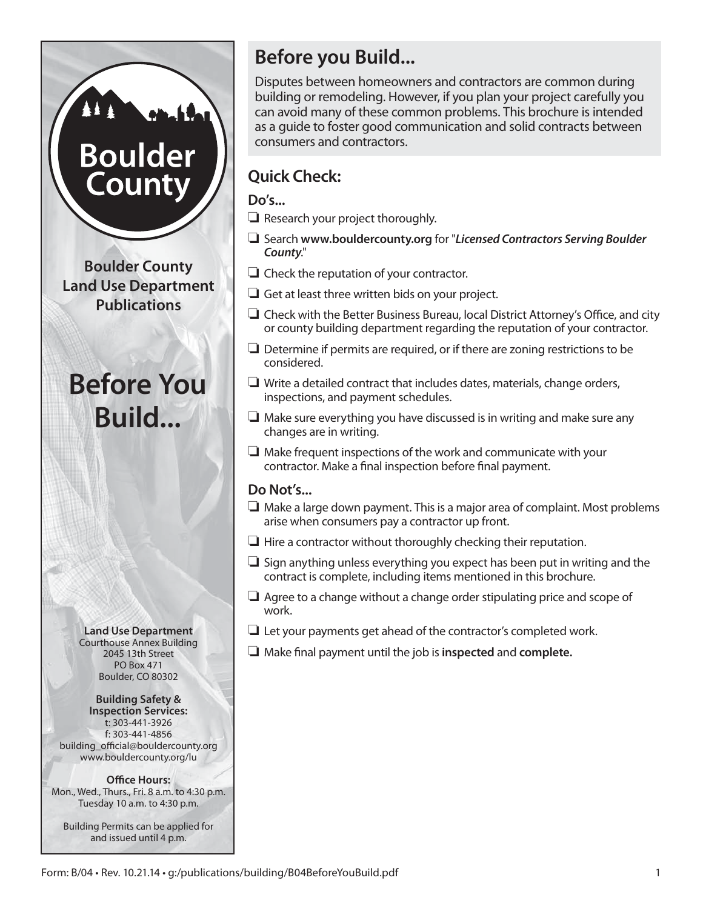# Boulder County

**Boulder County Land Use Department Publications**

# Before You Build...

**Land Use Department**
Courthouse Annex Building
2045 13th Street
PO Box 471
Boulder, CO 80302

**Building Safety & Inspection Services:**
t: 303-441-3926
f: 303-441-4856
building_official@bouldercounty.org
www.bouldercounty.org/lu

**Office Hours:**
Mon., Wed., Thurs., Fri. 8 a.m. to 4:30 p.m.
Tuesday 10 a.m. to 4:30 p.m.

Building Permits can be applied for and issued until 4 p.m.

## Before you Build...

Disputes between homeowners and contractors are common during building or remodeling. However, if you plan your project carefully you can avoid many of these common problems. This brochure is intended as a guide to foster good communication and solid contracts between consumers and contractors.

## Quick Check:

### Do's...

- ❏ Research your project thoroughly.
- ❏ Search **www.bouldercounty.org** for "***Licensed Contractors Serving Boulder County***."
- ❏ Check the reputation of your contractor.
- ❏ Get at least three written bids on your project.
- ❏ Check with the Better Business Bureau, local District Attorney's Office, and city or county building department regarding the reputation of your contractor.
- ❏ Determine if permits are required, or if there are zoning restrictions to be considered.
- ❏ Write a detailed contract that includes dates, materials, change orders, inspections, and payment schedules.
- ❏ Make sure everything you have discussed is in writing and make sure any changes are in writing.
- ❏ Make frequent inspections of the work and communicate with your contractor. Make a final inspection before final payment.

### Do Not's...

- ❏ Make a large down payment. This is a major area of complaint. Most problems arise when consumers pay a contractor up front.
- ❏ Hire a contractor without thoroughly checking their reputation.
- ❏ Sign anything unless everything you expect has been put in writing and the contract is complete, including items mentioned in this brochure.
- ❏ Agree to a change without a change order stipulating price and scope of work.
- ❏ Let your payments get ahead of the contractor's completed work.
- ❏ Make final payment until the job is **inspected** and **complete.**

Form: B/04 • Rev. 10.21.14 • g:/publications/building/B04BeforeYouBuild.pdf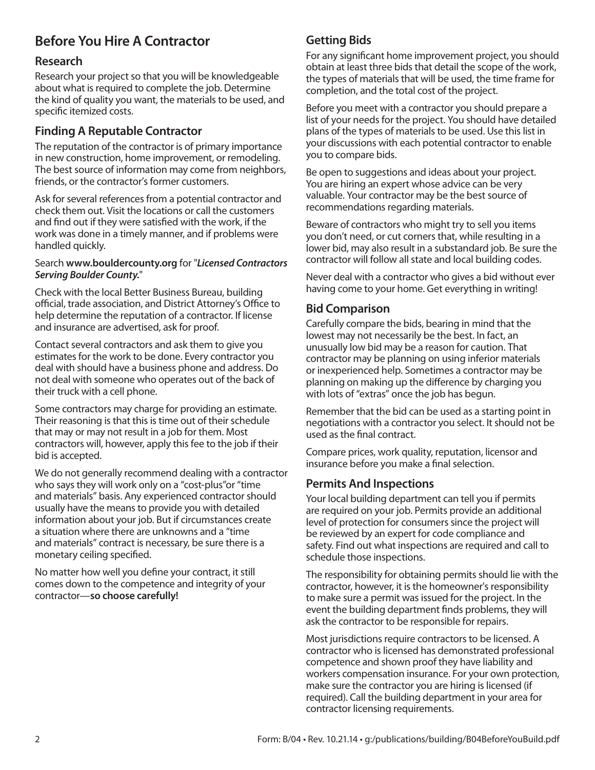## Before You Hire A Contractor

### Research

Research your project so that you will be knowledgeable about what is required to complete the job. Determine the kind of quality you want, the materials to be used, and specific itemized costs.

### Finding A Reputable Contractor

The reputation of the contractor is of primary importance in new construction, home improvement, or remodeling. The best source of information may come from neighbors, friends, or the contractor's former customers.

Ask for several references from a potential contractor and check them out. Visit the locations or call the customers and find out if they were satisfied with the work, if the work was done in a timely manner, and if problems were handled quickly.

Search **www.bouldercounty.org** for "***Licensed Contractors Serving Boulder County.***"

Check with the local Better Business Bureau, building official, trade association, and District Attorney's Office to help determine the reputation of a contractor. If license and insurance are advertised, ask for proof.

Contact several contractors and ask them to give you estimates for the work to be done. Every contractor you deal with should have a business phone and address. Do not deal with someone who operates out of the back of their truck with a cell phone.

Some contractors may charge for providing an estimate. Their reasoning is that this is time out of their schedule that may or may not result in a job for them. Most contractors will, however, apply this fee to the job if their bid is accepted.

We do not generally recommend dealing with a contractor who says they will work only on a "cost-plus"or "time and materials" basis. Any experienced contractor should usually have the means to provide you with detailed information about your job. But if circumstances create a situation where there are unknowns and a "time and materials" contract is necessary, be sure there is a monetary ceiling specified.

No matter how well you define your contract, it still comes down to the competence and integrity of your contractor—**so choose carefully!**

### Getting Bids

For any significant home improvement project, you should obtain at least three bids that detail the scope of the work, the types of materials that will be used, the time frame for completion, and the total cost of the project.

Before you meet with a contractor you should prepare a list of your needs for the project. You should have detailed plans of the types of materials to be used. Use this list in your discussions with each potential contractor to enable you to compare bids.

Be open to suggestions and ideas about your project. You are hiring an expert whose advice can be very valuable. Your contractor may be the best source of recommendations regarding materials.

Beware of contractors who might try to sell you items you don't need, or cut corners that, while resulting in a lower bid, may also result in a substandard job. Be sure the contractor will follow all state and local building codes.

Never deal with a contractor who gives a bid without ever having come to your home. Get everything in writing!

### Bid Comparison

Carefully compare the bids, bearing in mind that the lowest may not necessarily be the best. In fact, an unusually low bid may be a reason for caution. That contractor may be planning on using inferior materials or inexperienced help. Sometimes a contractor may be planning on making up the difference by charging you with lots of "extras" once the job has begun.

Remember that the bid can be used as a starting point in negotiations with a contractor you select. It should not be used as the final contract.

Compare prices, work quality, reputation, licensor and insurance before you make a final selection.

### Permits And Inspections

Your local building department can tell you if permits are required on your job. Permits provide an additional level of protection for consumers since the project will be reviewed by an expert for code compliance and safety. Find out what inspections are required and call to schedule those inspections.

The responsibility for obtaining permits should lie with the contractor, however, it is the homeowner's responsibility to make sure a permit was issued for the project. In the event the building department finds problems, they will ask the contractor to be responsible for repairs.

Most jurisdictions require contractors to be licensed. A contractor who is licensed has demonstrated professional competence and shown proof they have liability and workers compensation insurance. For your own protection, make sure the contractor you are hiring is licensed (if required). Call the building department in your area for contractor licensing requirements.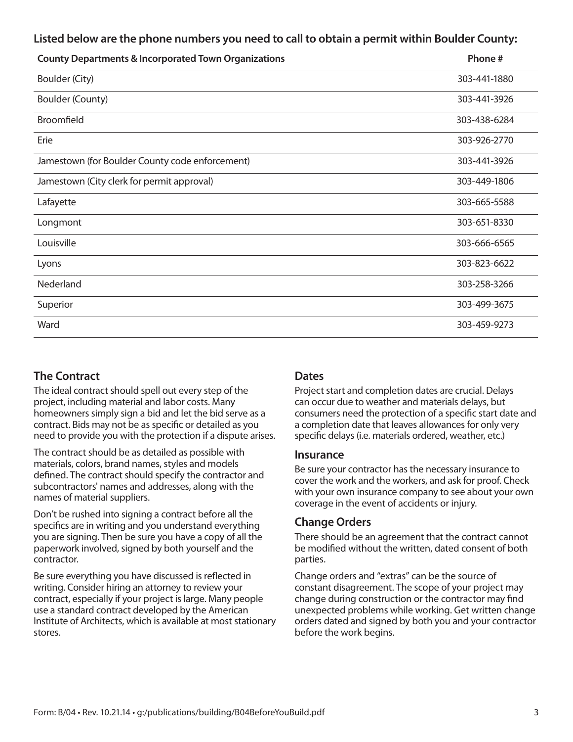**Listed below are the phone numbers you need to call to obtain a permit within Boulder County:**

| County Departments & Incorporated Town Organizations | Phone # |
|---|---|
| Boulder (City) | 303-441-1880 |
| Boulder (County) | 303-441-3926 |
| Broomfield | 303-438-6284 |
| Erie | 303-926-2770 |
| Jamestown (for Boulder County code enforcement) | 303-441-3926 |
| Jamestown (City clerk for permit approval) | 303-449-1806 |
| Lafayette | 303-665-5588 |
| Longmont | 303-651-8330 |
| Louisville | 303-666-6565 |
| Lyons | 303-823-6622 |
| Nederland | 303-258-3266 |
| Superior | 303-499-3675 |
| Ward | 303-459-9273 |

## The Contract

The ideal contract should spell out every step of the project, including material and labor costs. Many homeowners simply sign a bid and let the bid serve as a contract. Bids may not be as specific or detailed as you need to provide you with the protection if a dispute arises.

The contract should be as detailed as possible with materials, colors, brand names, styles and models defined. The contract should specify the contractor and subcontractors' names and addresses, along with the names of material suppliers.

Don't be rushed into signing a contract before all the specifics are in writing and you understand everything you are signing. Then be sure you have a copy of all the paperwork involved, signed by both yourself and the contractor.

Be sure everything you have discussed is reflected in writing. Consider hiring an attorney to review your contract, especially if your project is large. Many people use a standard contract developed by the American Institute of Architects, which is available at most stationary stores.

### Dates

Project start and completion dates are crucial. Delays can occur due to weather and materials delays, but consumers need the protection of a specific start date and a completion date that leaves allowances for only very specific delays (i.e. materials ordered, weather, etc.)

### Insurance

Be sure your contractor has the necessary insurance to cover the work and the workers, and ask for proof. Check with your own insurance company to see about your own coverage in the event of accidents or injury.

### Change Orders

There should be an agreement that the contract cannot be modified without the written, dated consent of both parties.

Change orders and "extras" can be the source of constant disagreement. The scope of your project may change during construction or the contractor may find unexpected problems while working. Get written change orders dated and signed by both you and your contractor before the work begins.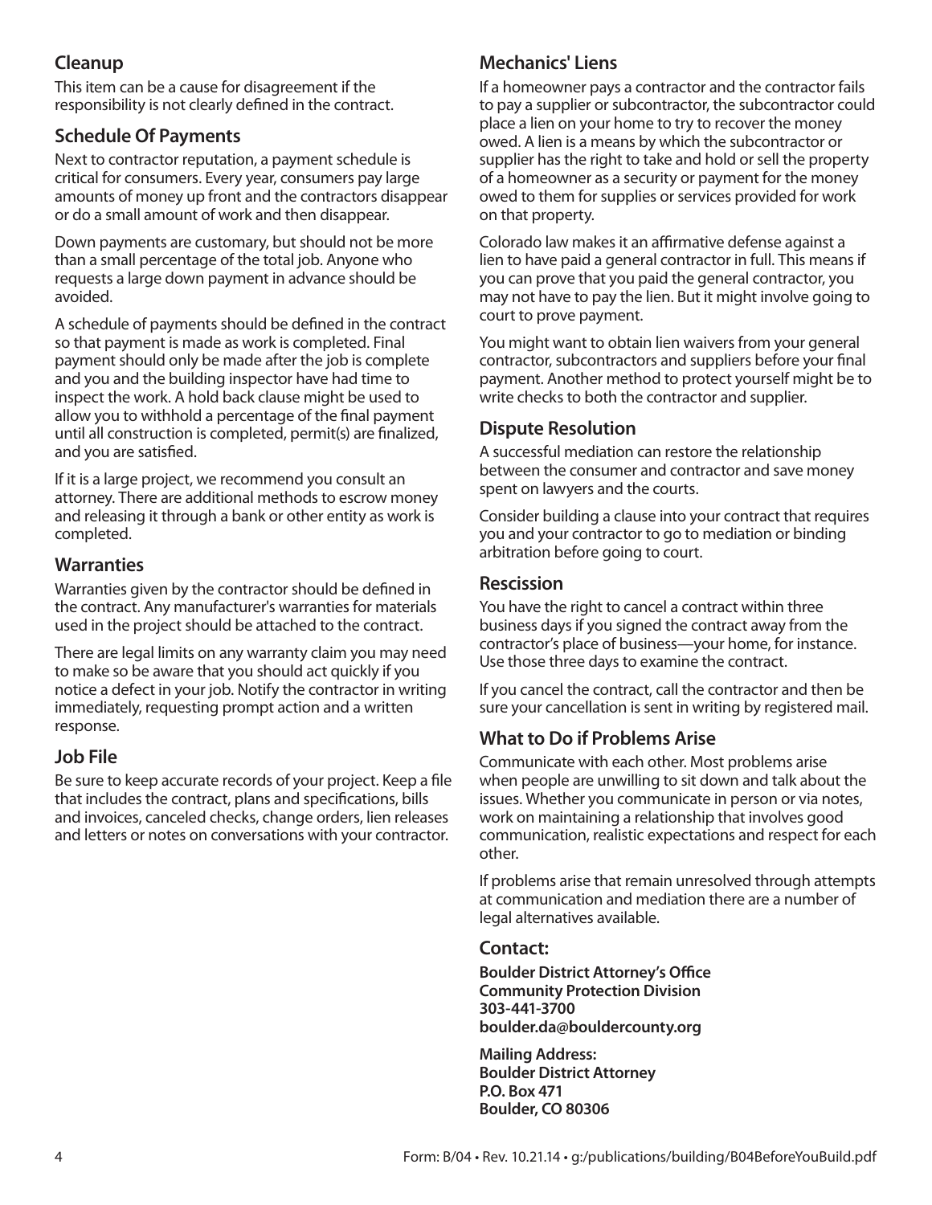## Cleanup

This item can be a cause for disagreement if the responsibility is not clearly defined in the contract.

## Schedule Of Payments

Next to contractor reputation, a payment schedule is critical for consumers. Every year, consumers pay large amounts of money up front and the contractors disappear or do a small amount of work and then disappear.

Down payments are customary, but should not be more than a small percentage of the total job. Anyone who requests a large down payment in advance should be avoided.

A schedule of payments should be defined in the contract so that payment is made as work is completed. Final payment should only be made after the job is complete and you and the building inspector have had time to inspect the work. A hold back clause might be used to allow you to withhold a percentage of the final payment until all construction is completed, permit(s) are finalized, and you are satisfied.

If it is a large project, we recommend you consult an attorney. There are additional methods to escrow money and releasing it through a bank or other entity as work is completed.

## Warranties

Warranties given by the contractor should be defined in the contract. Any manufacturer's warranties for materials used in the project should be attached to the contract.

There are legal limits on any warranty claim you may need to make so be aware that you should act quickly if you notice a defect in your job. Notify the contractor in writing immediately, requesting prompt action and a written response.

## Job File

Be sure to keep accurate records of your project. Keep a file that includes the contract, plans and specifications, bills and invoices, canceled checks, change orders, lien releases and letters or notes on conversations with your contractor.

## Mechanics' Liens

If a homeowner pays a contractor and the contractor fails to pay a supplier or subcontractor, the subcontractor could place a lien on your home to try to recover the money owed. A lien is a means by which the subcontractor or supplier has the right to take and hold or sell the property of a homeowner as a security or payment for the money owed to them for supplies or services provided for work on that property.

Colorado law makes it an affirmative defense against a lien to have paid a general contractor in full. This means if you can prove that you paid the general contractor, you may not have to pay the lien. But it might involve going to court to prove payment.

You might want to obtain lien waivers from your general contractor, subcontractors and suppliers before your final payment. Another method to protect yourself might be to write checks to both the contractor and supplier.

## Dispute Resolution

A successful mediation can restore the relationship between the consumer and contractor and save money spent on lawyers and the courts.

Consider building a clause into your contract that requires you and your contractor to go to mediation or binding arbitration before going to court.

## Rescission

You have the right to cancel a contract within three business days if you signed the contract away from the contractor's place of business—your home, for instance. Use those three days to examine the contract.

If you cancel the contract, call the contractor and then be sure your cancellation is sent in writing by registered mail.

## What to Do if Problems Arise

Communicate with each other. Most problems arise when people are unwilling to sit down and talk about the issues. Whether you communicate in person or via notes, work on maintaining a relationship that involves good communication, realistic expectations and respect for each other.

If problems arise that remain unresolved through attempts at communication and mediation there are a number of legal alternatives available.

## Contact:

**Boulder District Attorney's Office**
**Community Protection Division**
**303-441-3700**
**boulder.da@bouldercounty.org**

**Mailing Address:**
**Boulder District Attorney**
**P.O. Box 471**
**Boulder, CO 80306**

Form: B/04 • Rev. 10.21.14 • g:/publications/building/B04BeforeYouBuild.pdf